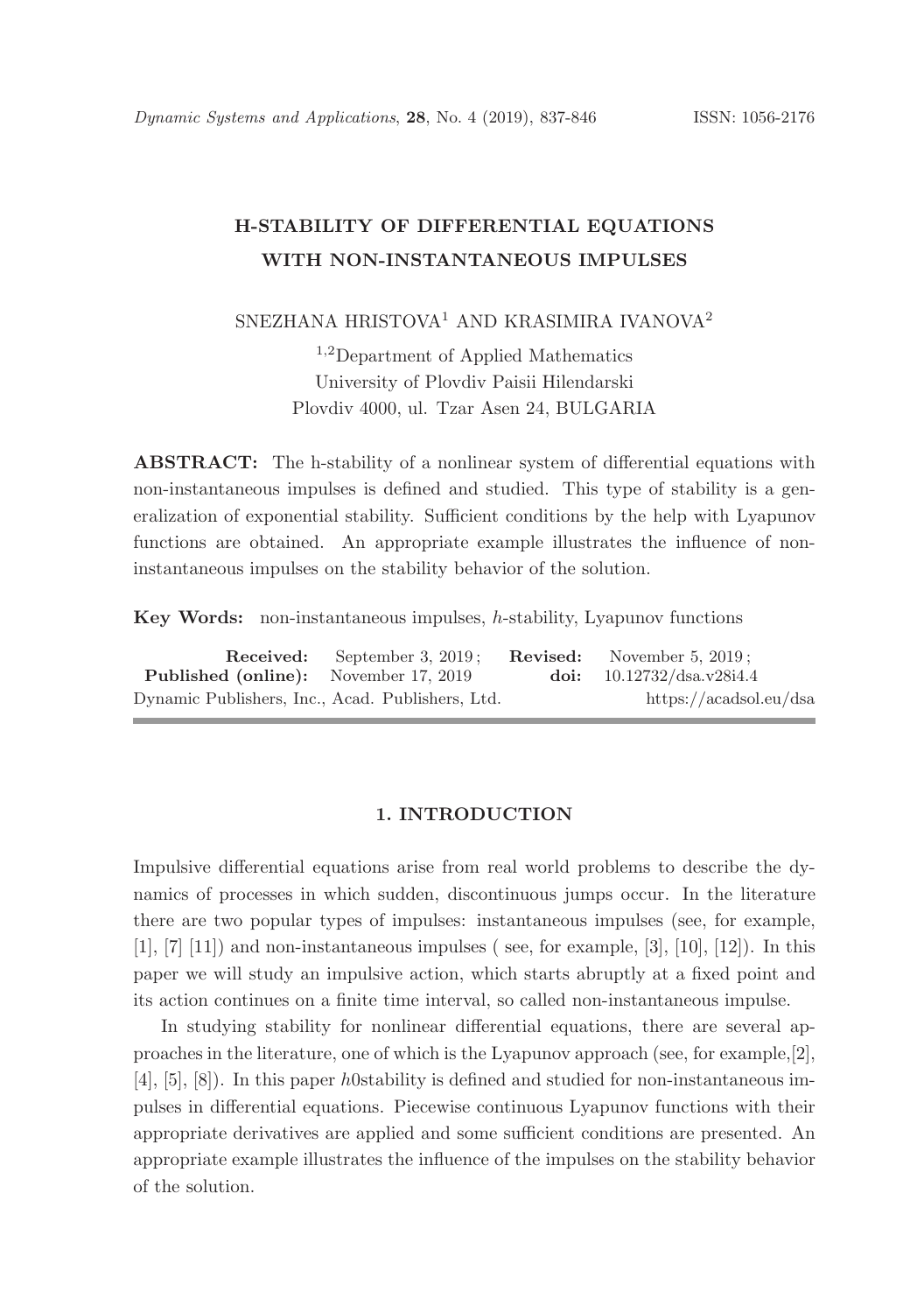# H-STABILITY OF DIFFERENTIAL EQUATIONS WITH NON-INSTANTANEOUS IMPULSES

SNEZHANA HRISTOVA[1] AND KRASIMIRA IVANOVA[2]

[1,2]Department of Applied Mathematics
University of Plovdiv Paisii Hilendarski
Plovdiv 4000, ul. Tzar Asen 24, BULGARIA

**ABSTRACT:** The h-stability of a nonlinear system of differential equations with non-instantaneous impulses is defined and studied. This type of stability is a generalization of exponential stability. Sufficient conditions by the help with Lyapunov functions are obtained. An appropriate example illustrates the influence of non-instantaneous impulses on the stability behavior of the solution.

**Key Words:** non-instantaneous impulses, $h$-stability, Lyapunov functions

| | | | |
|---|---|---|---|
| **Received:** | September 3, 2019 ; | **Revised:** | November 5, 2019 ; |
| **Published (online):** | November 17, 2019 | **doi:** | 10.12732/dsa.v28i4.4 |

Dynamic Publishers, Inc., Acad. Publishers, Ltd. https://acadsol.eu/dsa

## 1. INTRODUCTION

Impulsive differential equations arise from real world problems to describe the dynamics of processes in which sudden, discontinuous jumps occur. In the literature there are two popular types of impulses: instantaneous impulses (see, for example, [1], [7] [11]) and non-instantaneous impulses ( see, for example, [3], [10], [12]). In this paper we will study an impulsive action, which starts abruptly at a fixed point and its action continues on a finite time interval, so called non-instantaneous impulse.

In studying stability for nonlinear differential equations, there are several approaches in the literature, one of which is the Lyapunov approach (see, for example,[2], [4], [5], [8]). In this paper $h0$stability is defined and studied for non-instantaneous impulses in differential equations. Piecewise continuous Lyapunov functions with their appropriate derivatives are applied and some sufficient conditions are presented. An appropriate example illustrates the influence of the impulses on the stability behavior of the solution.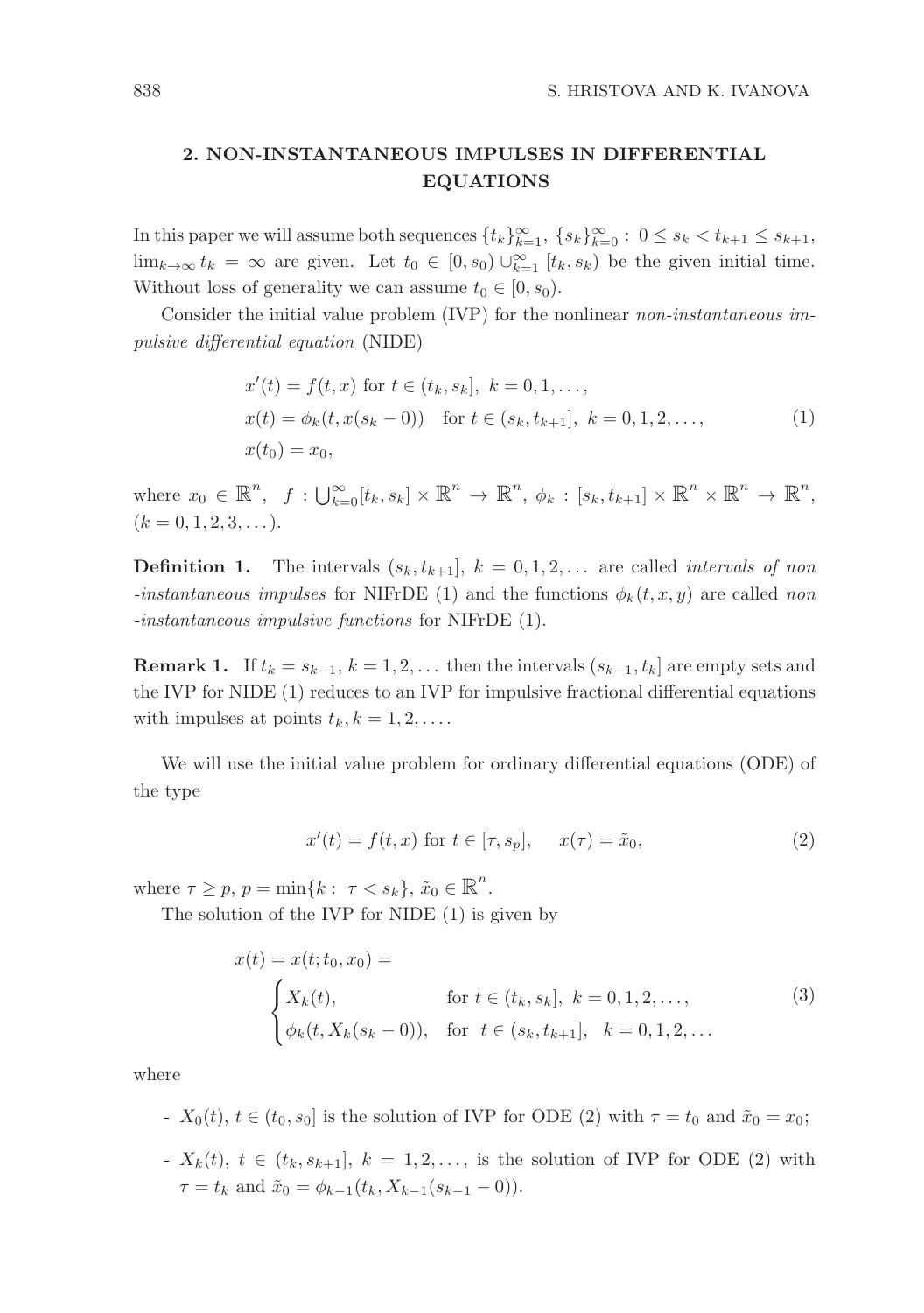## 2. NON-INSTANTANEOUS IMPULSES IN DIFFERENTIAL EQUATIONS

In this paper we will assume both sequences $\{t_k\}_{k=1}^{\infty}$, $\{s_k\}_{k=0}^{\infty} : 0 \le s_k < t_{k+1} \le s_{k+1}$, $\lim_{k\to\infty} t_k = \infty$ are given. Let $t_0 \in [0, s_0) \cup_{k=1}^{\infty} [t_k, s_k)$ be the given initial time. Without loss of generality we can assume $t_0 \in [0, s_0)$.

Consider the initial value problem (IVP) for the nonlinear *non-instantaneous impulsive differential equation* (NIDE)

$$\begin{aligned}
&x'(t) = f(t, x) \text{ for } t \in (t_k, s_k],\ k = 0, 1, \dots, \\
&x(t) = \phi_k(t, x(s_k - 0)) \quad \text{for } t \in (s_k, t_{k+1}],\ k = 0, 1, 2, \dots, \\
&x(t_0) = x_0,
\end{aligned} \tag{1}$$

where $x_0 \in \mathbb{R}^n$, $f : \bigcup_{k=0}^{\infty} [t_k, s_k] \times \mathbb{R}^n \to \mathbb{R}^n$, $\phi_k : [s_k, t_{k+1}] \times \mathbb{R}^n \times \mathbb{R}^n \to \mathbb{R}^n$, $(k = 0, 1, 2, 3, \dots)$.

**Definition 1.** The intervals $(s_k, t_{k+1}]$, $k = 0, 1, 2, \dots$ are called *intervals of non -instantaneous impulses* for NIFrDE (1) and the functions $\phi_k(t, x, y)$ are called *non -instantaneous impulsive functions* for NIFrDE (1).

**Remark 1.** If $t_k = s_{k-1}$, $k = 1, 2, \dots$ then the intervals $(s_{k-1}, t_k]$ are empty sets and the IVP for NIDE (1) reduces to an IVP for impulsive fractional differential equations with impulses at points $t_k, k = 1, 2, \dots$.

We will use the initial value problem for ordinary differential equations (ODE) of the type

$$x'(t) = f(t, x) \text{ for } t \in [\tau, s_p], \qquad x(\tau) = \tilde{x}_0, \tag{2}$$

where $\tau \ge p$, $p = \min\{k : \tau < s_k\}$, $\tilde{x}_0 \in \mathbb{R}^n$.

The solution of the IVP for NIDE (1) is given by

$$x(t) = x(t; t_0, x_0) = \begin{cases} X_k(t), & \text{for } t \in (t_k, s_k],\ k = 0, 1, 2, \dots, \\ \phi_k(t, X_k(s_k - 0)), & \text{for } t \in (s_k, t_{k+1}],\ k = 0, 1, 2, \dots \end{cases} \tag{3}$$

where

- $X_0(t)$, $t \in (t_0, s_0]$ is the solution of IVP for ODE (2) with $\tau = t_0$ and $\tilde{x}_0 = x_0$;
- $X_k(t)$, $t \in (t_k, s_{k+1}]$, $k = 1, 2, \dots$, is the solution of IVP for ODE (2) with $\tau = t_k$ and $\tilde{x}_0 = \phi_{k-1}(t_k, X_{k-1}(s_{k-1} - 0))$.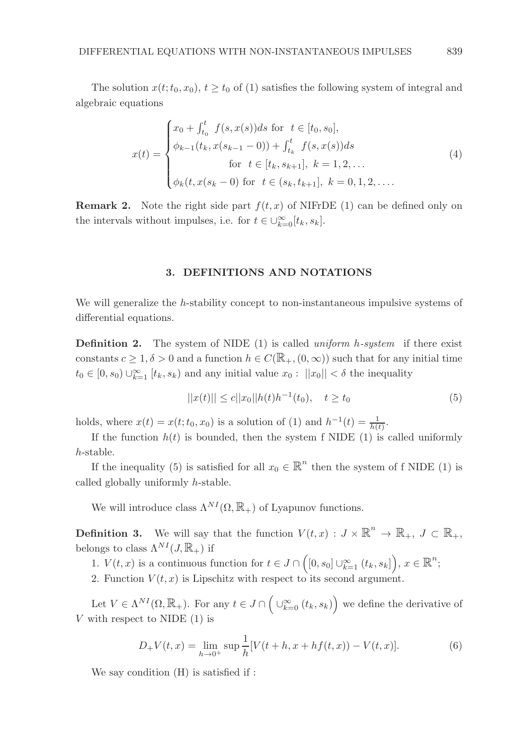The solution $x(t;t_0,x_0)$, $t \geq t_0$ of (1) satisfies the following system of integral and algebraic equations

$$
x(t) = \begin{cases} x_0 + \int_{t_0}^{t} f(s,x(s))ds \text{ for } t \in [t_0, s_0], \\ \phi_{k-1}(t_k, x(s_{k-1}-0)) + \int_{t_k}^{t} f(s,x(s))ds \\ \qquad\qquad \text{for } t \in [t_k, s_{k+1}],\ k = 1,2,\ldots \\ \phi_k(t, x(s_k - 0) \text{ for } t \in (s_k, t_{k+1}],\ k = 0,1,2,\ldots. \end{cases} \tag{4}
$$

**Remark 2.** Note the right side part $f(t,x)$ of NIFrDE (1) can be defined only on the intervals without impulses, i.e. for $t \in \cup_{k=0}^{\infty}[t_k, s_k]$.

## 3. DEFINITIONS AND NOTATIONS

We will generalize the $h$-stability concept to non-instantaneous impulsive systems of differential equations.

**Definition 2.** The system of NIDE (1) is called *uniform* $h$*-system* if there exist constants $c \geq 1, \delta > 0$ and a function $h \in C(\mathbb{R}_+, (0,\infty))$ such that for any initial time $t_0 \in [0, s_0) \cup_{k=1}^{\infty} [t_k, s_k)$ and any initial value $x_0 :\ ||x_0|| < \delta$ the inequality

$$
||x(t)|| \leq c||x_0||h(t)h^{-1}(t_0), \quad t \geq t_0 \tag{5}
$$

holds, where $x(t) = x(t;t_0,x_0)$ is a solution of (1) and $h^{-1}(t) = \frac{1}{h(t)}$.

If the function $h(t)$ is bounded, then the system f NIDE (1) is called uniformly $h$-stable.

If the inequality (5) is satisfied for all $x_0 \in \mathbb{R}^n$ then the system of f NIDE (1) is called globally uniformly $h$-stable.

We will introduce class $\Lambda^{NI}(\Omega, \mathbb{R}_+)$ of Lyapunov functions.

**Definition 3.** We will say that the function $V(t,x) : J \times \mathbb{R}^n \to \mathbb{R}_+,\ J \subset \mathbb{R}_+$, belongs to class $\Lambda^{NI}(J, \mathbb{R}_+)$ if

1. $V(t,x)$ is a continuous function for $t \in J \cap \Big([0, s_0] \cup_{k=1}^{\infty} (t_k, s_k]\Big)$, $x \in \mathbb{R}^n$;
2. Function $V(t,x)$ is Lipschitz with respect to its second argument.

Let $V \in \Lambda^{NI}(\Omega, \mathbb{R}_+)$. For any $t \in J \cap \Big( \cup_{k=0}^{\infty} (t_k, s_k) \Big)$ we define the derivative of $V$ with respect to NIDE (1) is

$$
D_+V(t,x) = \lim_{h \to 0^+} \sup \frac{1}{h}[V(t+h, x+hf(t,x)) - V(t,x)]. \tag{6}
$$

We say condition (H) is satisfied if :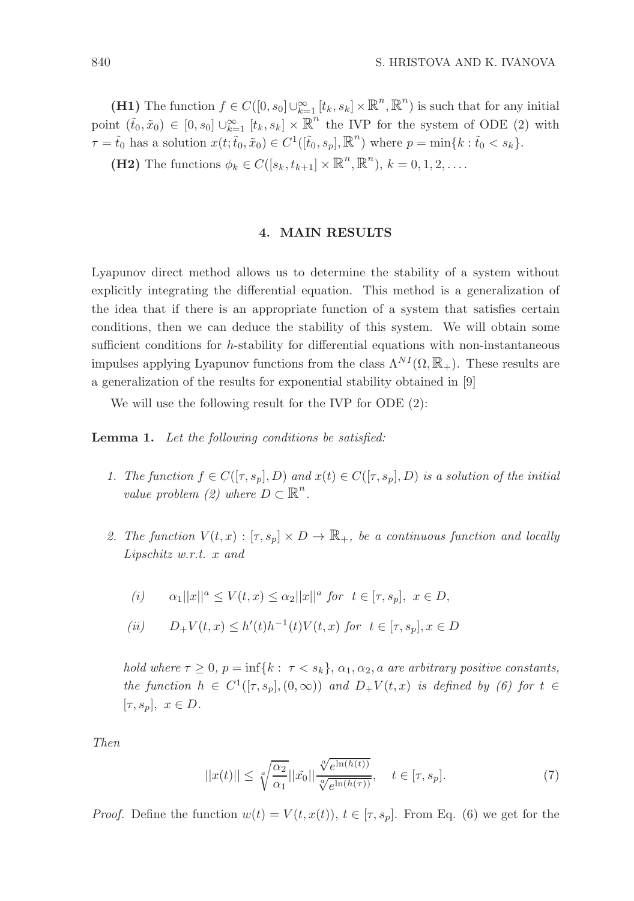**(H1)** The function $f \in C([0, s_0] \cup_{k=1}^{\infty} [t_k, s_k] \times \mathbb{R}^n, \mathbb{R}^n)$ is such that for any initial point $(\tilde{t}_0, \tilde{x}_0) \in [0, s_0] \cup_{k=1}^{\infty} [t_k, s_k] \times \mathbb{R}^n$ the IVP for the system of ODE (2) with $\tau = \tilde{t}_0$ has a solution $x(t; \tilde{t}_0, \tilde{x}_0) \in C^1([\tilde{t}_0, s_p], \mathbb{R}^n)$ where $p = \min\{k : \tilde{t}_0 < s_k\}$.

**(H2)** The functions $\phi_k \in C([s_k, t_{k+1}] \times \mathbb{R}^n, \mathbb{R}^n)$, $k = 0, 1, 2, \ldots$.

## 4. MAIN RESULTS

Lyapunov direct method allows us to determine the stability of a system without explicitly integrating the differential equation. This method is a generalization of the idea that if there is an appropriate function of a system that satisfies certain conditions, then we can deduce the stability of this system. We will obtain some sufficient conditions for $h$-stability for differential equations with non-instantaneous impulses applying Lyapunov functions from the class $\Lambda^{NI}(\Omega, \mathbb{R}_+)$. These results are a generalization of the results for exponential stability obtained in [9]

We will use the following result for the IVP for ODE (2):

**Lemma 1.** *Let the following conditions be satisfied:*

1. *The function $f \in C([\tau, s_p], D)$ and $x(t) \in C([\tau, s_p], D)$ is a solution of the initial value problem (2) where $D \subset \mathbb{R}^n$.*

2. *The function $V(t, x) : [\tau, s_p] \times D \to \mathbb{R}_+$, be a continuous function and locally Lipschitz w.r.t. $x$ and*

   *(i)* $\quad \alpha_1 ||x||^a \leq V(t, x) \leq \alpha_2 ||x||^a$ *for* $t \in [\tau, s_p],\ x \in D,$

   *(ii)* $\quad D_+V(t, x) \leq h'(t)h^{-1}(t)V(t, x)$ *for* $t \in [\tau, s_p], x \in D$

   *hold where $\tau \geq 0$, $p = \inf\{k : \tau < s_k\}$, $\alpha_1, \alpha_2, a$ are arbitrary positive constants, the function $h \in C^1([\tau, s_p], (0, \infty))$ and $D_+V(t, x)$ is defined by (6) for $t \in [\tau, s_p],\ x \in D$.*

*Then*

$$||x(t)|| \leq \sqrt[a]{\frac{\alpha_2}{\alpha_1}} ||\tilde{x_0}|| \frac{\sqrt[a]{e^{\ln(h(t))}}}{\sqrt[a]{e^{\ln(h(\tau))}}}, \quad t \in [\tau, s_p]. \tag{7}$$

*Proof.* Define the function $w(t) = V(t, x(t))$, $t \in [\tau, s_p]$. From Eq. (6) we get for the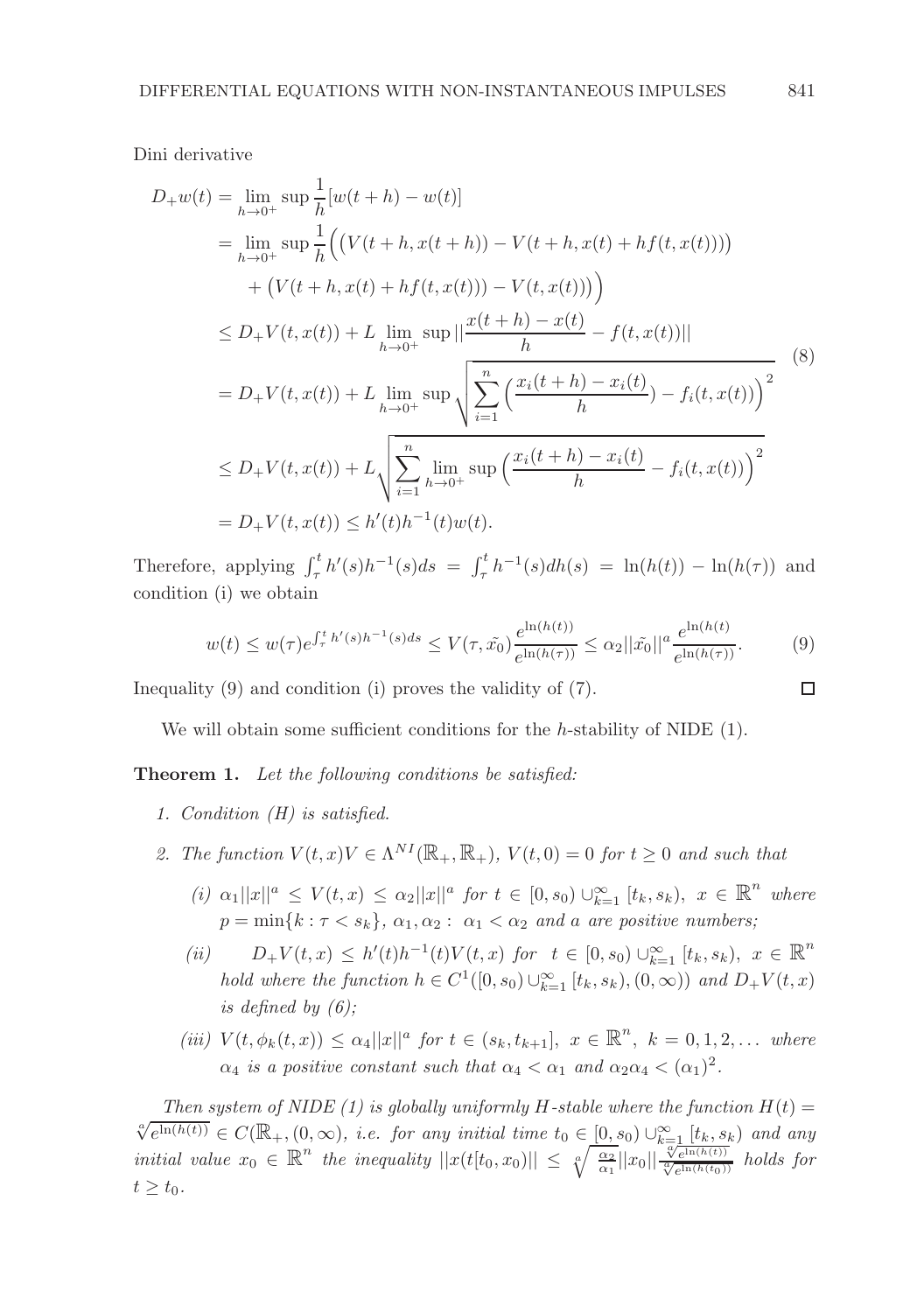Dini derivative

$$
\begin{aligned}
D_+w(t) &= \lim_{h\to 0^+} \sup \frac{1}{h}[w(t+h) - w(t)] \\
&= \lim_{h\to 0^+} \sup \frac{1}{h}\Big(\big(V(t+h, x(t+h)) - V(t+h, x(t) + hf(t, x(t)))\big) \\
&\quad + \big(V(t+h, x(t) + hf(t, x(t))) - V(t, x(t))\big)\Big) \\
&\leq D_+V(t, x(t)) + L \lim_{h\to 0^+} \sup ||\frac{x(t+h) - x(t)}{h} - f(t, x(t))|| \\
&= D_+V(t, x(t)) + L \lim_{h\to 0^+} \sup \sqrt{\sum_{i=1}^{n} \Big(\frac{x_i(t+h) - x_i(t)}{h}) - f_i(t, x(t))\Big)^2} \\
&\leq D_+V(t, x(t)) + L \sqrt{\sum_{i=1}^{n} \lim_{h\to 0^+} \sup \Big(\frac{x_i(t+h) - x_i(t)}{h} - f_i(t, x(t))\Big)^2} \\
&= D_+V(t, x(t)) \leq h'(t)h^{-1}(t)w(t).
\end{aligned} \tag{8}
$$

Therefore, applying $\int_\tau^t h'(s)h^{-1}(s)ds = \int_\tau^t h^{-1}(s)dh(s) = \ln(h(t)) - \ln(h(\tau))$ and condition (i) we obtain

$$
w(t) \leq w(\tau)e^{\int_\tau^t h'(s)h^{-1}(s)ds} \leq V(\tau, \tilde{x_0})\frac{e^{\ln(h(t))}}{e^{\ln(h(\tau))}} \leq \alpha_2||\tilde{x_0}||^a \frac{e^{\ln(h(t)}}{e^{\ln(h(\tau))}}. \tag{9}
$$

Inequality (9) and condition (i) proves the validity of (7). $\square$

We will obtain some sufficient conditions for the $h$-stability of NIDE (1).

**Theorem 1.** *Let the following conditions be satisfied:*

1. *Condition (H) is satisfied.*
2. *The function $V(t,x)V \in \Lambda^{NI}(\mathbb{R}_+, \mathbb{R}_+)$, $V(t,0) = 0$ for $t \geq 0$ and such that*
   - *(i) $\alpha_1||x||^a \leq V(t,x) \leq \alpha_2||x||^a$ for $t \in [0, s_0) \cup_{k=1}^\infty [t_k, s_k)$, $x \in \mathbb{R}^n$ where $p = \min\{k : \tau < s_k\}$, $\alpha_1, \alpha_2 :\ \alpha_1 < \alpha_2$ and $a$ are positive numbers;*
   - *(ii) $D_+V(t,x) \leq h'(t)h^{-1}(t)V(t,x)$ for $t \in [0, s_0) \cup_{k=1}^\infty [t_k, s_k)$, $x \in \mathbb{R}^n$ hold where the function $h \in C^1([0, s_0) \cup_{k=1}^\infty [t_k, s_k), (0, \infty))$ and $D_+V(t,x)$ is defined by (6);*
   - *(iii) $V(t, \phi_k(t,x)) \leq \alpha_4||x||^a$ for $t \in (s_k, t_{k+1}]$, $x \in \mathbb{R}^n$, $k = 0, 1, 2, \dots$ where $\alpha_4$ is a positive constant such that $\alpha_4 < \alpha_1$ and $\alpha_2\alpha_4 < (\alpha_1)^2$.*

*Then system of NIDE (1) is globally uniformly $H$-stable where the function $H(t) = \sqrt[a]{e^{\ln(h(t))}} \in C(\mathbb{R}_+, (0, \infty)$, i.e. for any initial time $t_0 \in [0, s_0) \cup_{k=1}^\infty [t_k, s_k)$ and any initial value $x_0 \in \mathbb{R}^n$ the inequality $||x(t[t_0, x_0)|| \leq \sqrt[a]{\frac{\alpha_2}{\alpha_1}}||x_0||\frac{\sqrt[a]{e^{\ln(h(t))}}}{\sqrt[a]{e^{\ln(h(t_0))}}}$ holds for $t \geq t_0$.*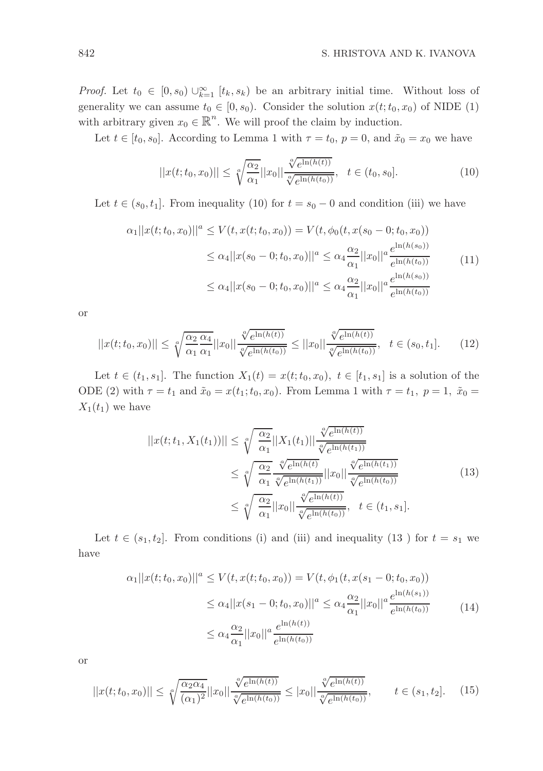*Proof.* Let $t_0 \in [0, s_0) \cup_{k=1}^{\infty} [t_k, s_k)$ be an arbitrary initial time. Without loss of generality we can assume $t_0 \in [0, s_0)$. Consider the solution $x(t; t_0, x_0)$ of NIDE (1) with arbitrary given $x_0 \in \mathbb{R}^n$. We will proof the claim by induction.

Let $t \in [t_0, s_0]$. According to Lemma 1 with $\tau = t_0$, $p = 0$, and $\tilde{x}_0 = x_0$ we have

$$||x(t; t_0, x_0)|| \leq \sqrt[a]{\frac{\alpha_2}{\alpha_1}} ||x_0|| \frac{\sqrt[a]{e^{\ln(h(t))}}}{\sqrt[a]{e^{\ln(h(t_0))}}}, \quad t \in (t_0, s_0]. \tag{10}$$

Let $t \in (s_0, t_1]$. From inequality (10) for $t = s_0 - 0$ and condition (iii) we have

$$\begin{aligned}
\alpha_1 ||x(t; t_0, x_0)||^a &\leq V(t, x(t; t_0, x_0)) = V(t, \phi_0(t, x(s_0 - 0; t_0, x_0)) \\
&\leq \alpha_4 ||x(s_0 - 0; t_0, x_0)||^a \leq \alpha_4 \frac{\alpha_2}{\alpha_1} ||x_0||^a \frac{e^{\ln(h(s_0))}}{e^{\ln(h(t_0))}} \\
&\leq \alpha_4 ||x(s_0 - 0; t_0, x_0)||^a \leq \alpha_4 \frac{\alpha_2}{\alpha_1} ||x_0||^a \frac{e^{\ln(h(s_0))}}{e^{\ln(h(t_0))}}
\end{aligned} \tag{11}$$

or

$$||x(t; t_0, x_0)|| \leq \sqrt[a]{\frac{\alpha_2}{\alpha_1} \frac{\alpha_4}{\alpha_1}} ||x_0|| \frac{\sqrt[a]{e^{\ln(h(t))}}}{\sqrt[a]{e^{\ln(h(t_0))}}} \leq ||x_0|| \frac{\sqrt[a]{e^{\ln(h(t))}}}{\sqrt[a]{e^{\ln(h(t_0))}}}, \quad t \in (s_0, t_1]. \tag{12}$$

Let $t \in (t_1, s_1]$. The function $X_1(t) = x(t; t_0, x_0)$, $t \in [t_1, s_1]$ is a solution of the ODE (2) with $\tau = t_1$ and $\tilde{x}_0 = x(t_1; t_0, x_0)$. From Lemma 1 with $\tau = t_1$, $p = 1$, $\tilde{x}_0 = X_1(t_1)$ we have

$$\begin{aligned}
||x(t; t_1, X_1(t_1))|| &\leq \sqrt[a]{\frac{\alpha_2}{\alpha_1}} ||X_1(t_1)|| \frac{\sqrt[a]{e^{\ln(h(t))}}}{\sqrt[a]{e^{\ln(h(t_1))}}} \\
&\leq \sqrt[a]{\frac{\alpha_2}{\alpha_1}} \frac{\sqrt[a]{e^{\ln(h(t)}}}{\sqrt[a]{e^{\ln(h(t_1))}}} ||x_0|| \frac{\sqrt[a]{e^{\ln(h(t_1))}}}{\sqrt[a]{e^{\ln(h(t_0))}}} \\
&\leq \sqrt[a]{\frac{\alpha_2}{\alpha_1}} ||x_0|| \frac{\sqrt[a]{e^{\ln(h(t))}}}{\sqrt[a]{e^{\ln(h(t_0))}}}, \quad t \in (t_1, s_1].
\end{aligned} \tag{13}$$

Let $t \in (s_1, t_2]$. From conditions (i) and (iii) and inequality (13 ) for $t = s_1$ we have

$$\begin{aligned}
\alpha_1 ||x(t; t_0, x_0)||^a &\leq V(t, x(t; t_0, x_0)) = V(t, \phi_1(t, x(s_1 - 0; t_0, x_0)) \\
&\leq \alpha_4 ||x(s_1 - 0; t_0, x_0)||^a \leq \alpha_4 \frac{\alpha_2}{\alpha_1} ||x_0||^a \frac{e^{\ln(h(s_1))}}{e^{\ln(h(t_0))}} \\
&\leq \alpha_4 \frac{\alpha_2}{\alpha_1} ||x_0||^a \frac{e^{\ln(h(t))}}{e^{\ln(h(t_0))}}
\end{aligned} \tag{14}$$

or

$$||x(t; t_0, x_0)|| \leq \sqrt[a]{\frac{\alpha_2 \alpha_4}{(\alpha_1)^2}} ||x_0|| \frac{\sqrt[a]{e^{\ln(h(t))}}}{\sqrt[a]{e^{\ln(h(t_0))}}} \leq |x_0|| \frac{\sqrt[a]{e^{\ln(h(t))}}}{\sqrt[a]{e^{\ln(h(t_0))}}}, \qquad t \in (s_1, t_2]. \tag{15}$$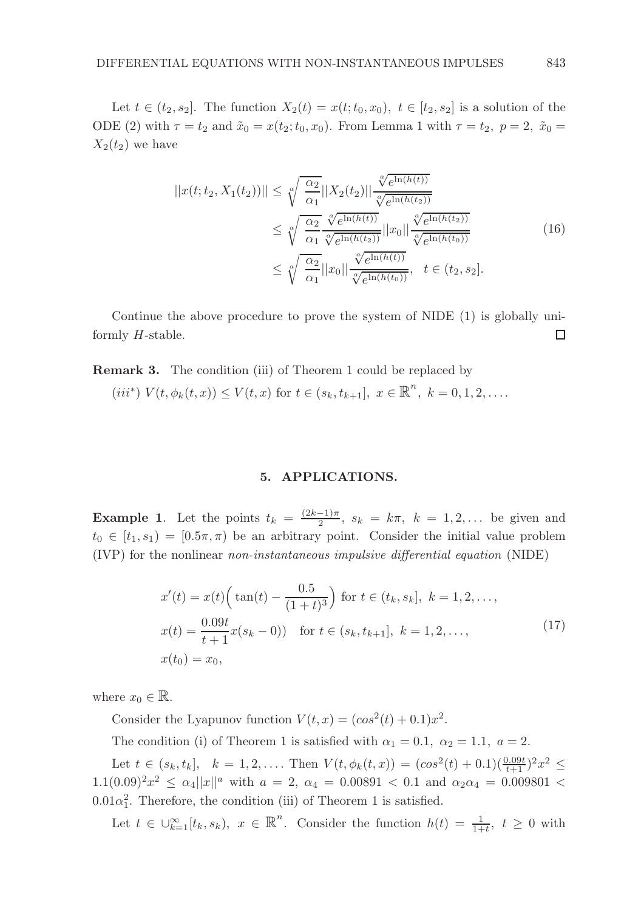Let $t \in (t_2, s_2]$. The function $X_2(t) = x(t; t_0, x_0),\ t \in [t_2, s_2]$ is a solution of the ODE (2) with $\tau = t_2$ and $\tilde{x}_0 = x(t_2; t_0, x_0)$. From Lemma 1 with $\tau = t_2,\ p = 2,\ \tilde{x}_0 = X_2(t_2)$ we have

$$
\begin{aligned}
||x(t; t_2, X_1(t_2))|| &\leq \sqrt[a]{\frac{\alpha_2}{\alpha_1}} ||X_2(t_2)|| \frac{\sqrt[a]{e^{\ln(h(t))}}}{\sqrt[a]{e^{\ln(h(t_2))}}} \\
&\leq \sqrt[a]{\frac{\alpha_2}{\alpha_1}} \frac{\sqrt[a]{e^{\ln(h(t))}}}{\sqrt[a]{e^{\ln(h(t_2))}}} ||x_0|| \frac{\sqrt[a]{e^{\ln(h(t_2))}}}{\sqrt[a]{e^{\ln(h(t_0))}}} \\
&\leq \sqrt[a]{\frac{\alpha_2}{\alpha_1}} ||x_0|| \frac{\sqrt[a]{e^{\ln(h(t))}}}{\sqrt[a]{e^{\ln(h(t_0))}}}, \quad t \in (t_2, s_2].
\end{aligned}
\tag{16}
$$

Continue the above procedure to prove the system of NIDE (1) is globally uniformly $H$-stable. $\square$

**Remark 3.** The condition (iii) of Theorem 1 could be replaced by

$(iii^*)$ $V(t, \phi_k(t, x)) \leq V(t, x)$ for $t \in (s_k, t_{k+1}],\ x \in \mathbb{R}^n,\ k = 0, 1, 2, \ldots$.

## 5. APPLICATIONS.

**Example 1**. Let the points $t_k = \frac{(2k-1)\pi}{2},\ s_k = k\pi,\ k = 1, 2, \ldots$ be given and $t_0 \in [t_1, s_1) = [0.5\pi, \pi)$ be an arbitrary point. Consider the initial value problem (IVP) for the nonlinear *non-instantaneous impulsive differential equation* (NIDE)

$$
\begin{aligned}
&x'(t) = x(t)\Big(\tan(t) - \frac{0.5}{(1+t)^3}\Big) \text{ for } t \in (t_k, s_k],\ k = 1, 2, \ldots, \\
&x(t) = \frac{0.09t}{t+1} x(s_k - 0)) \quad \text{for } t \in (s_k, t_{k+1}],\ k = 1, 2, \ldots, \\
&x(t_0) = x_0,
\end{aligned}
\tag{17}
$$

where $x_0 \in \mathbb{R}$.

Consider the Lyapunov function $V(t, x) = (cos^2(t) + 0.1)x^2$.

The condition (i) of Theorem 1 is satisfied with $\alpha_1 = 0.1,\ \alpha_2 = 1.1,\ a = 2$.

Let $t \in (s_k, t_k],\ \ k = 1, 2, \ldots$. Then $V(t, \phi_k(t, x)) = (cos^2(t) + 0.1)(\frac{0.09t}{t+1})^2 x^2 \leq 1.1(0.09)^2 x^2 \leq \alpha_4 ||x||^a$ with $a = 2,\ \alpha_4 = 0.00891 < 0.1$ and $\alpha_2 \alpha_4 = 0.009801 < 0.01\alpha_1^2$. Therefore, the condition (iii) of Theorem 1 is satisfied.

Let $t \in \cup_{k=1}^{\infty} [t_k, s_k),\ x \in \mathbb{R}^n$. Consider the function $h(t) = \frac{1}{1+t},\ t \geq 0$ with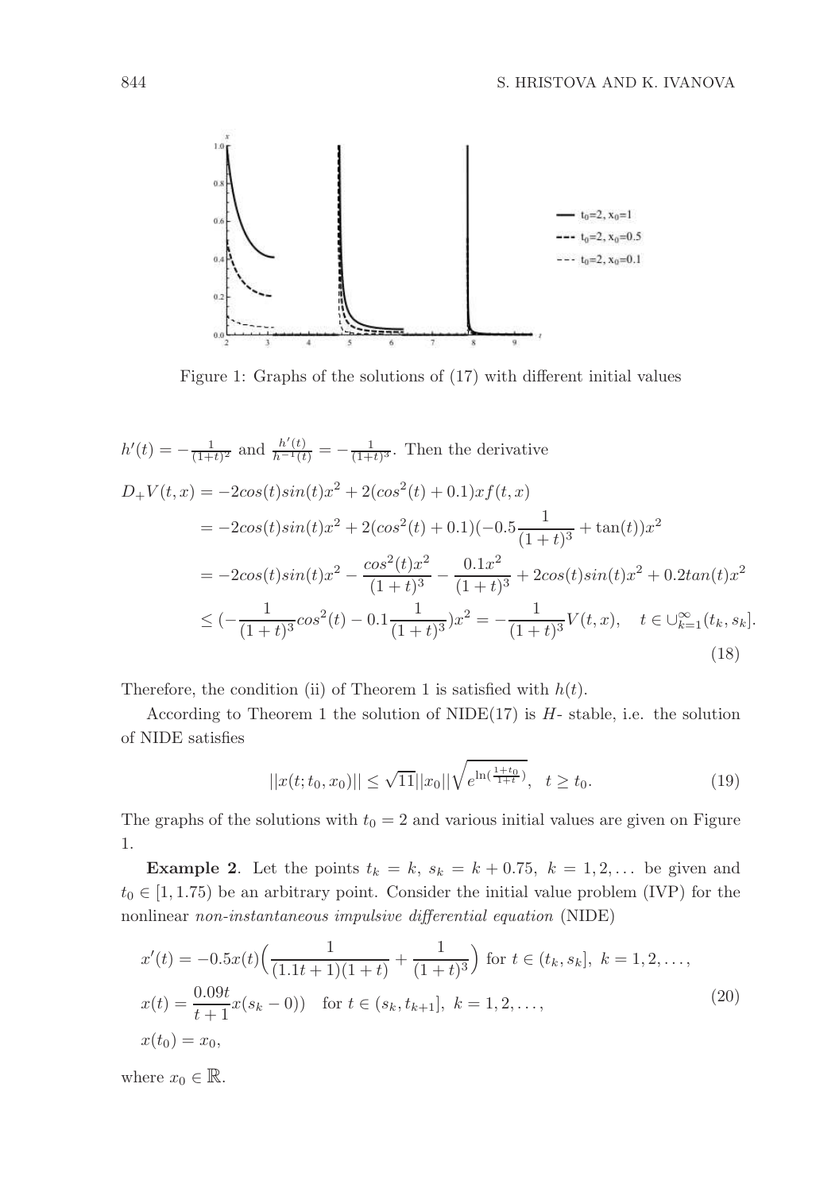Figure 1: Graphs of the solutions of (17) with different initial values

$h'(t) = -\frac{1}{(1+t)^2}$ and $\frac{h'(t)}{h^{-1}(t)} = -\frac{1}{(1+t)^3}$. Then the derivative

$$
\begin{aligned}
D_+V(t,x) &= -2cos(t)sin(t)x^2 + 2(cos^2(t) + 0.1)xf(t,x) \\
&= -2cos(t)sin(t)x^2 + 2(cos^2(t) + 0.1)(-0.5\frac{1}{(1+t)^3} + \tan(t))x^2 \\
&= -2cos(t)sin(t)x^2 - \frac{cos^2(t)x^2}{(1+t)^3} - \frac{0.1x^2}{(1+t)^3} + 2cos(t)sin(t)x^2 + 0.2tan(t)x^2 \\
&\leq (-\frac{1}{(1+t)^3}cos^2(t) - 0.1\frac{1}{(1+t)^3})x^2 = -\frac{1}{(1+t)^3}V(t,x), \quad t \in \cup_{k=1}^{\infty}(t_k, s_k].
\end{aligned}
\tag{18}
$$

Therefore, the condition (ii) of Theorem 1 is satisfied with $h(t)$.

According to Theorem 1 the solution of NIDE(17) is $H$- stable, i.e. the solution of NIDE satisfies

$$
||x(t;t_0,x_0)|| \leq \sqrt{11}||x_0||\sqrt{e^{\ln(\frac{1+t_0}{1+t})}}, \quad t \geq t_0. \tag{19}
$$

The graphs of the solutions with $t_0 = 2$ and various initial values are given on Figure 1.

**Example 2**. Let the points $t_k = k,\ s_k = k + 0.75,\ k = 1, 2, \ldots$ be given and $t_0 \in [1, 1.75)$ be an arbitrary point. Consider the initial value problem (IVP) for the nonlinear *non-instantaneous impulsive differential equation* (NIDE)

$$
\begin{aligned}
&x'(t) = -0.5x(t)\Big(\frac{1}{(1.1t+1)(1+t)} + \frac{1}{(1+t)^3}\Big) \text{ for } t \in (t_k, s_k],\ k = 1, 2, \ldots, \\
&x(t) = \frac{0.09t}{t+1}x(s_k - 0)) \quad \text{for } t \in (s_k, t_{k+1}],\ k = 1, 2, \ldots, \\
&x(t_0) = x_0,
\end{aligned}
\tag{20}
$$

where $x_0 \in \mathbb{R}$.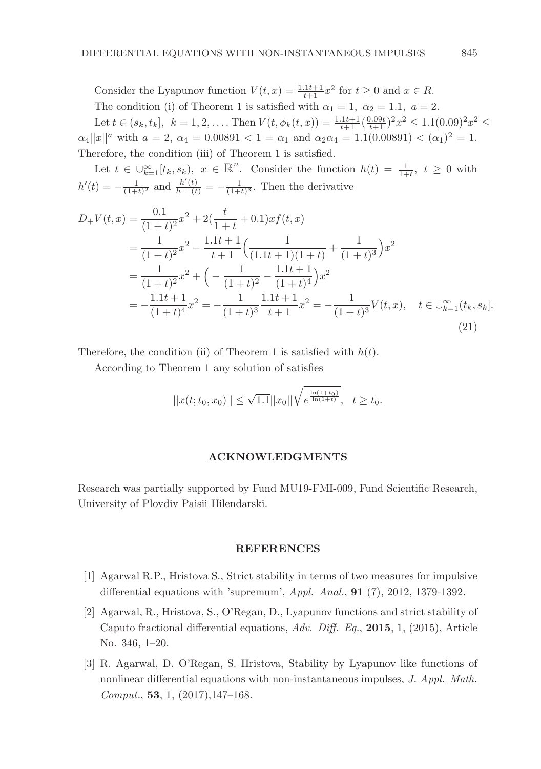Consider the Lyapunov function $V(t,x) = \frac{1.1t+1}{t+1}x^2$ for $t \geq 0$ and $x \in R$.

The condition (i) of Theorem 1 is satisfied with $\alpha_1 = 1,\ \alpha_2 = 1.1,\ a = 2$.

Let $t \in (s_k, t_k],\ k = 1, 2, \dots$. Then $V(t, \phi_k(t,x)) = \frac{1.1t+1}{t+1}(\frac{0.09t}{t+1})^2 x^2 \leq 1.1(0.09)^2 x^2 \leq \alpha_4 ||x||^a$ with $a = 2$, $\alpha_4 = 0.00891 < 1 = \alpha_1$ and $\alpha_2\alpha_4 = 1.1(0.00891) < (\alpha_1)^2 = 1$. Therefore, the condition (iii) of Theorem 1 is satisfied.

Let $t \in \cup_{k=1}^{\infty}[t_k, s_k),\ x \in \mathbb{R}^n$. Consider the function $h(t) = \frac{1}{1+t},\ t \geq 0$ with $h'(t) = -\frac{1}{(1+t)^2}$ and $\frac{h'(t)}{h^{-1}(t)} = -\frac{1}{(1+t)^3}$. Then the derivative

$$
\begin{aligned}
D_+V(t,x) &= \frac{0.1}{(1+t)^2}x^2 + 2(\frac{t}{1+t} + 0.1)xf(t,x) \\
&= \frac{1}{(1+t)^2}x^2 - \frac{1.1t+1}{t+1}\Big(\frac{1}{(1.1t+1)(1+t)} + \frac{1}{(1+t)^3}\Big)x^2 \\
&= \frac{1}{(1+t)^2}x^2 + \Big(-\frac{1}{(1+t)^2} - \frac{1.1t+1}{(1+t)^4}\Big)x^2 \\
&= -\frac{1.1t+1}{(1+t)^4}x^2 = -\frac{1}{(1+t)^3}\frac{1.1t+1}{t+1}x^2 = -\frac{1}{(1+t)^3}V(t,x), \quad t \in \cup_{k=1}^{\infty}(t_k, s_k].
\end{aligned}
\tag{21}
$$

Therefore, the condition (ii) of Theorem 1 is satisfied with $h(t)$.

According to Theorem 1 any solution of satisfies

$$
||x(t;t_0,x_0)|| \leq \sqrt{1.1}||x_0||\sqrt{e^{\frac{\ln(1+t_0)}{\ln(1+t)}}}, \quad t \geq t_0.
$$

## ACKNOWLEDGMENTS

Research was partially supported by Fund MU19-FMI-009, Fund Scientific Research, University of Plovdiv Paisii Hilendarski.

## REFERENCES

[1] Agarwal R.P., Hristova S., Strict stability in terms of two measures for impulsive differential equations with 'supremum', *Appl. Anal.*, **91** (7), 2012, 1379-1392.

[2] Agarwal, R., Hristova, S., O'Regan, D., Lyapunov functions and strict stability of Caputo fractional differential equations, *Adv. Diff. Eq.*, **2015**, 1, (2015), Article No. 346, 1–20.

[3] R. Agarwal, D. O'Regan, S. Hristova, Stability by Lyapunov like functions of nonlinear differential equations with non-instantaneous impulses, *J. Appl. Math. Comput.*, **53**, 1, (2017),147–168.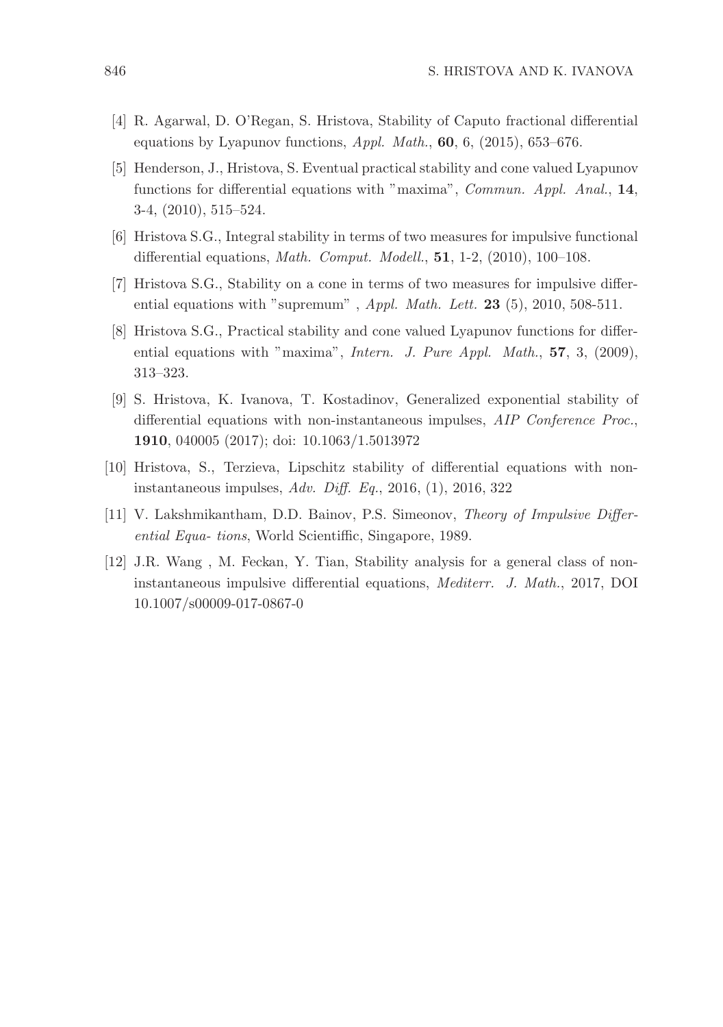[4] R. Agarwal, D. O'Regan, S. Hristova, Stability of Caputo fractional differential equations by Lyapunov functions, *Appl. Math.*, **60**, 6, (2015), 653–676.

[5] Henderson, J., Hristova, S. Eventual practical stability and cone valued Lyapunov functions for differential equations with "maxima", *Commun. Appl. Anal.*, **14**, 3-4, (2010), 515–524.

[6] Hristova S.G., Integral stability in terms of two measures for impulsive functional differential equations, *Math. Comput. Modell.*, **51**, 1-2, (2010), 100–108.

[7] Hristova S.G., Stability on a cone in terms of two measures for impulsive differential equations with "supremum" , *Appl. Math. Lett.* **23** (5), 2010, 508-511.

[8] Hristova S.G., Practical stability and cone valued Lyapunov functions for differential equations with "maxima", *Intern. J. Pure Appl. Math.*, **57**, 3, (2009), 313–323.

[9] S. Hristova, K. Ivanova, T. Kostadinov, Generalized exponential stability of differential equations with non-instantaneous impulses, *AIP Conference Proc.*, **1910**, 040005 (2017); doi: 10.1063/1.5013972

[10] Hristova, S., Terzieva, Lipschitz stability of differential equations with non-instantaneous impulses, *Adv. Diff. Eq.*, 2016, (1), 2016, 322

[11] V. Lakshmikantham, D.D. Bainov, P.S. Simeonov, *Theory of Impulsive Differential Equa- tions*, World Scientific, Singapore, 1989.

[12] J.R. Wang , M. Feckan, Y. Tian, Stability analysis for a general class of non-instantaneous impulsive differential equations, *Mediterr. J. Math.*, 2017, DOI 10.1007/s00009-017-0867-0